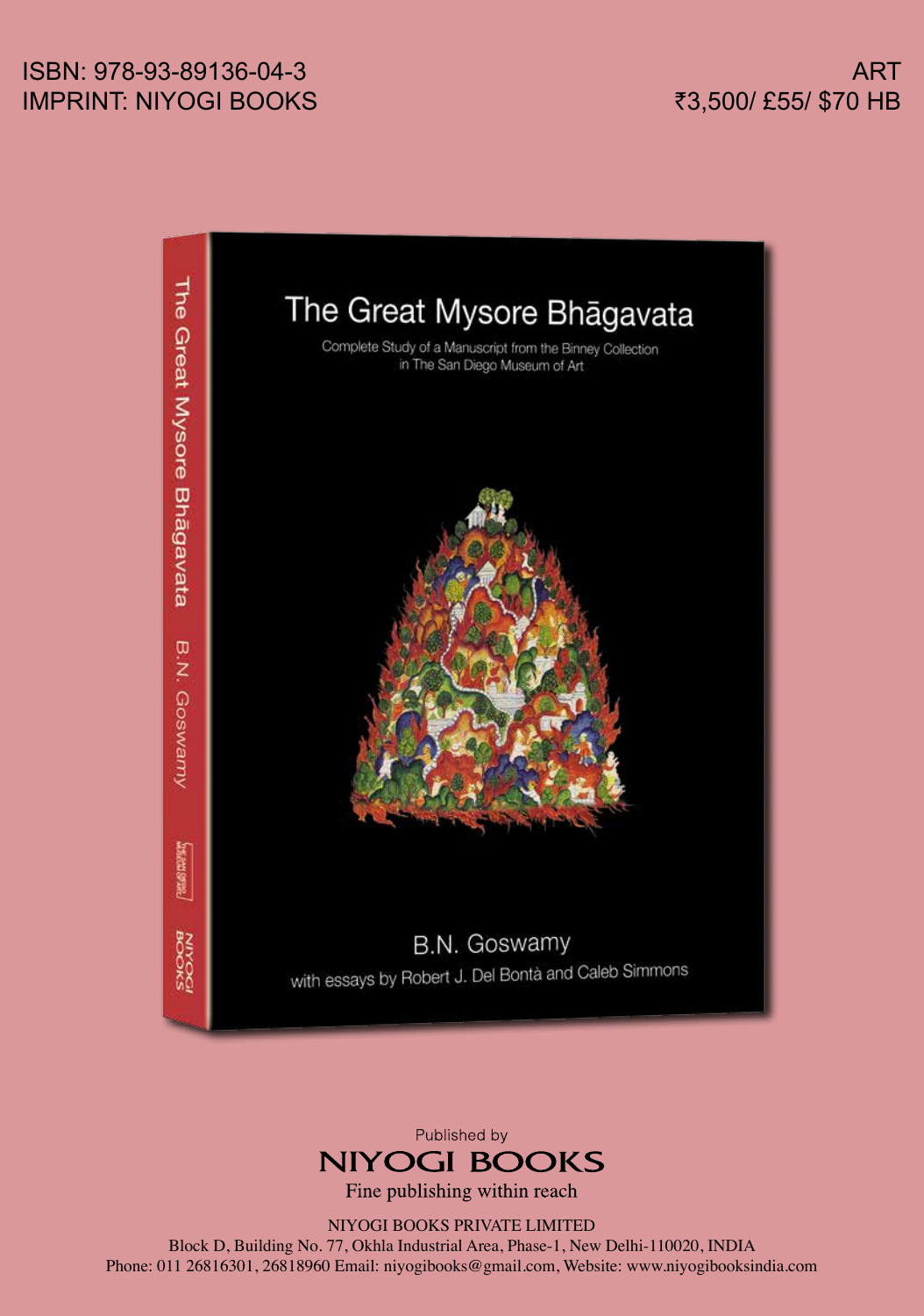ISBN: 978-93-89136-04-3
IMPRINT: NIYOGI BOOKS

ART
₹3,500/ £55/ $70 HB

# The Great Mysore Bhāgavata

Complete Study of a Manuscript from the Binney Collection in The San Diego Museum of Art

B.N. Goswamy

with essays by Robert J. Del Bontà and Caleb Simmons

Published by
**NIYOGI BOOKS**
Fine publishing within reach

NIYOGI BOOKS PRIVATE LIMITED
Block D, Building No. 77, Okhla Industrial Area, Phase-1, New Delhi-110020, INDIA
Phone: 011 26816301, 26818960 Email: niyogibooks@gmail.com, Website: www.niyogibooksindia.com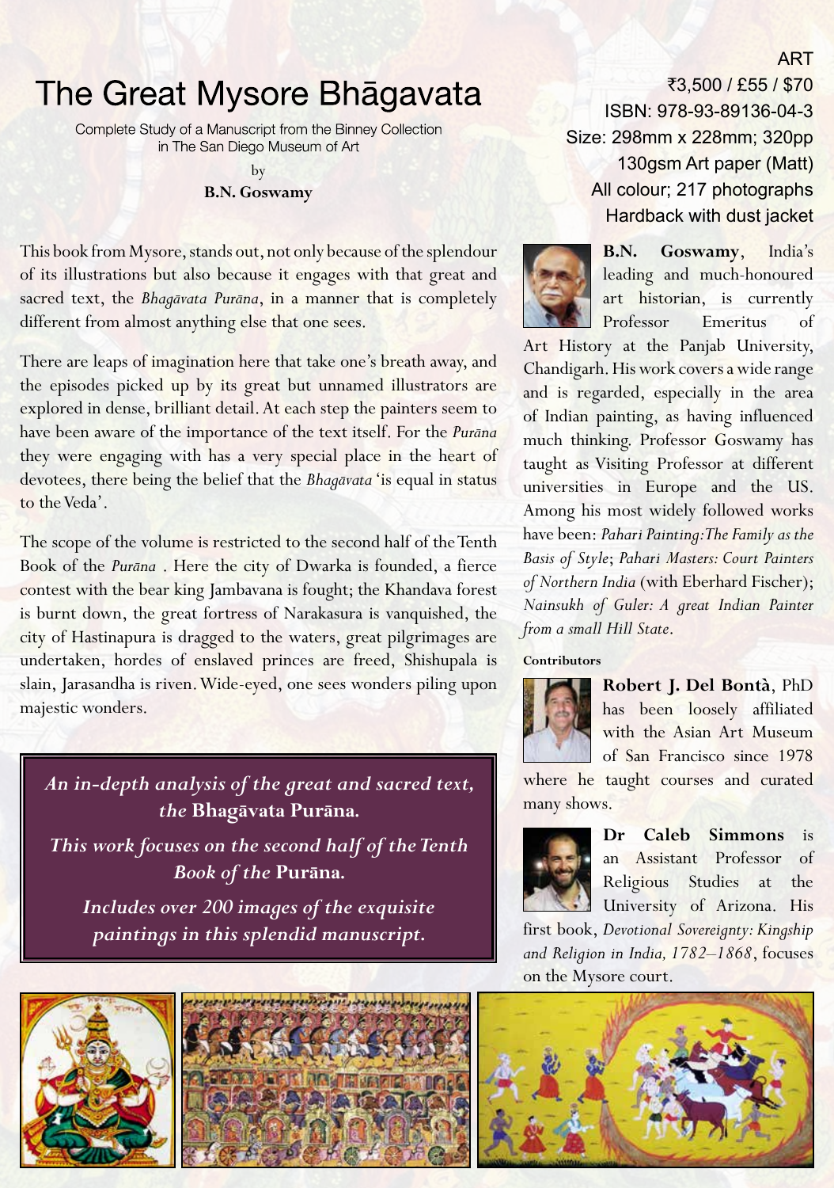# The Great Mysore Bhāgavata

Complete Study of a Manuscript from the Binney Collection in The San Diego Museum of Art

by

**B.N. Goswamy**

ART
₹3,500 / £55 / $70
ISBN: 978-93-89136-04-3
Size: 298mm x 228mm; 320pp
130gsm Art paper (Matt)
All colour; 217 photographs
Hardback with dust jacket

This book from Mysore, stands out, not only because of the splendour of its illustrations but also because it engages with that great and sacred text, the *Bhagāvata Purāna*, in a manner that is completely different from almost anything else that one sees.

There are leaps of imagination here that take one's breath away, and the episodes picked up by its great but unnamed illustrators are explored in dense, brilliant detail. At each step the painters seem to have been aware of the importance of the text itself. For the *Purāna* they were engaging with has a very special place in the heart of devotees, there being the belief that the *Bhagāvata* 'is equal in status to the Veda'.

The scope of the volume is restricted to the second half of the Tenth Book of the *Purāna* . Here the city of Dwarka is founded, a fierce contest with the bear king Jambavana is fought; the Khandava forest is burnt down, the great fortress of Narakasura is vanquished, the city of Hastinapura is dragged to the waters, great pilgrimages are undertaken, hordes of enslaved princes are freed, Shishupala is slain, Jarasandha is riven. Wide-eyed, one sees wonders piling upon majestic wonders.

***An in-depth analysis of the great and sacred text, the* Bhagāvata Purāna.**

***This work focuses on the second half of the Tenth Book of the* Purāna.**

***Includes over 200 images of the exquisite paintings in this splendid manuscript.***

**B.N. Goswamy**, India's leading and much-honoured art historian, is currently Professor Emeritus of Art History at the Panjab University, Chandigarh. His work covers a wide range and is regarded, especially in the area of Indian painting, as having influenced much thinking. Professor Goswamy has taught as Visiting Professor at different universities in Europe and the US. Among his most widely followed works have been: *Pahari Painting: The Family as the Basis of Style*; *Pahari Masters: Court Painters of Northern India* (with Eberhard Fischer); *Nainsukh of Guler: A great Indian Painter from a small Hill State*.

**Contributors**

**Robert J. Del Bontà**, PhD has been loosely affiliated with the Asian Art Museum of San Francisco since 1978 where he taught courses and curated many shows.

**Dr Caleb Simmons** is an Assistant Professor of Religious Studies at the University of Arizona. His first book, *Devotional Sovereignty: Kingship and Religion in India, 1782–1868*, focuses on the Mysore court.